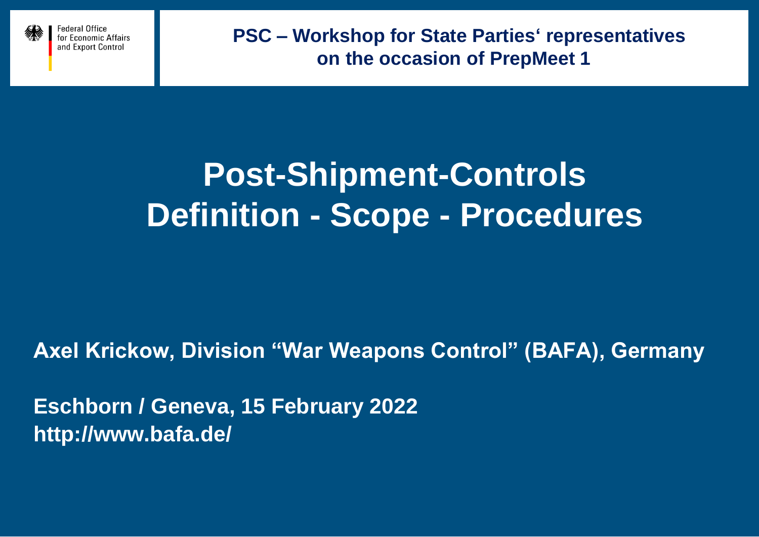Federal Office for Economic Affairs and Export Control

**PSC – Workshop for State Parties‘ representatives on the occasion of PrepMeet 1**

# Post-Shipment-Controls
# Definition - Scope - Procedures

**Axel Krickow, Division “War Weapons Control” (BAFA), Germany**

**Eschborn / Geneva, 15 February 2022**
**http://www.bafa.de/**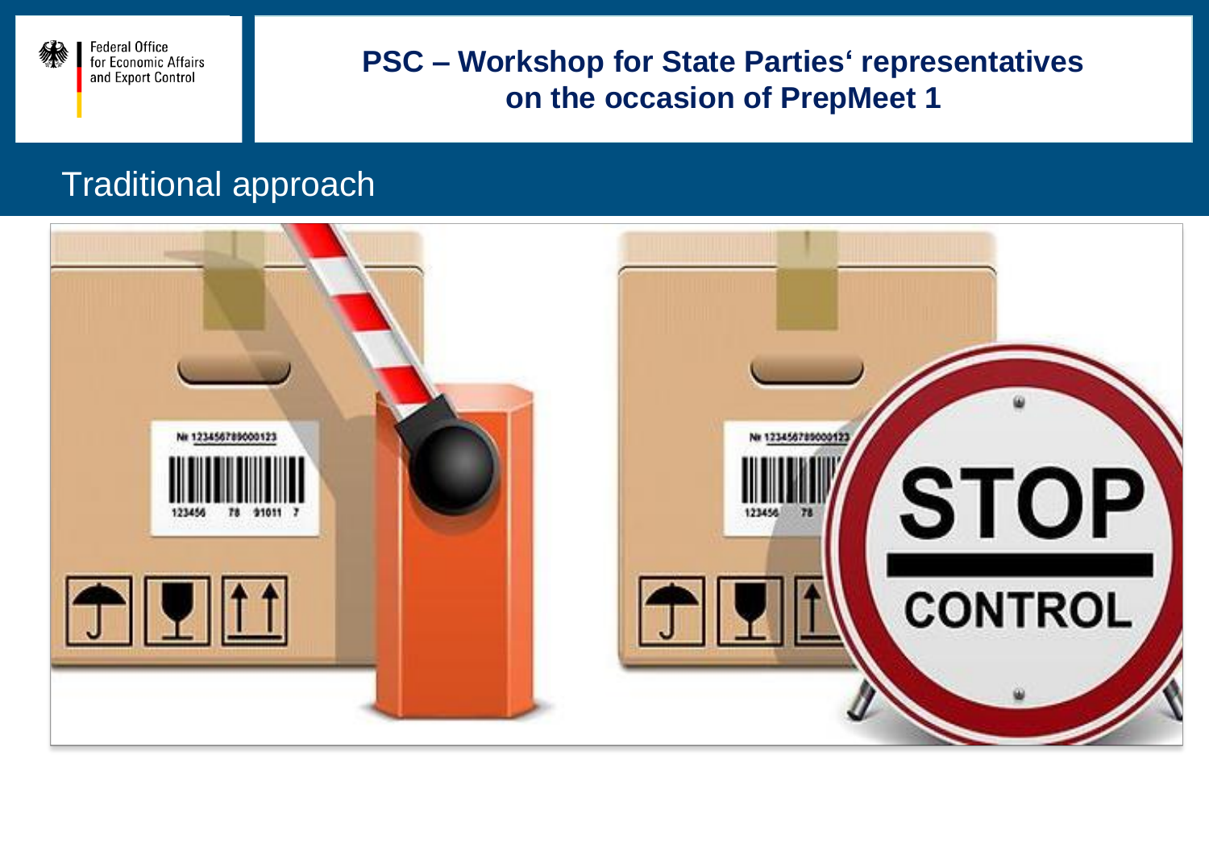Federal Office for Economic Affairs and Export Control

# PSC – Workshop for State Parties' representatives on the occasion of PrepMeet 1

## Traditional approach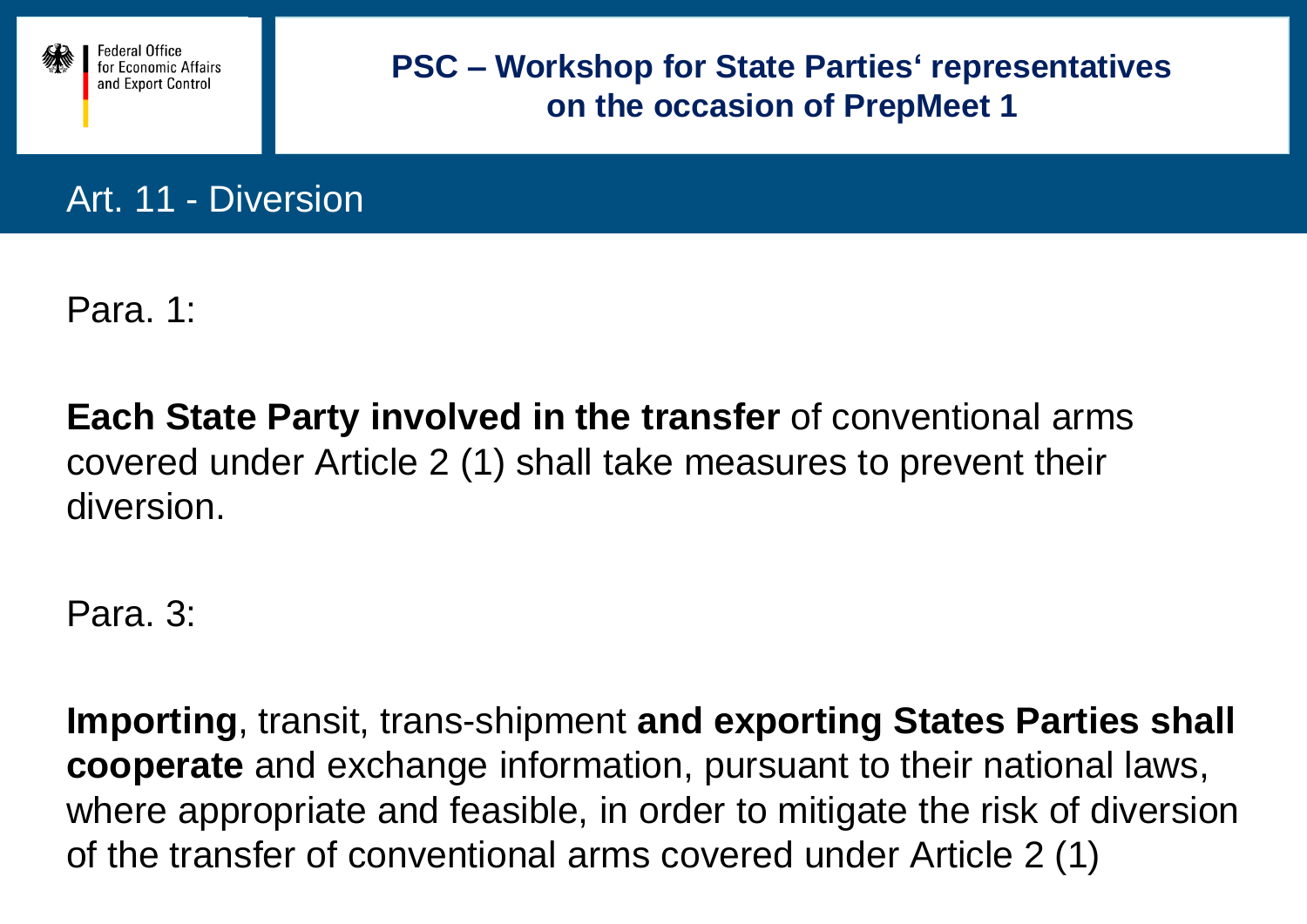# PSC – Workshop for State Parties' representatives on the occasion of PrepMeet 1

## Art. 11 - Diversion

Para. 1:

**Each State Party involved in the transfer** of conventional arms covered under Article 2 (1) shall take measures to prevent their diversion.

Para. 3:

**Importing**, transit, trans-shipment **and exporting States Parties shall cooperate** and exchange information, pursuant to their national laws, where appropriate and feasible, in order to mitigate the risk of diversion of the transfer of conventional arms covered under Article 2 (1)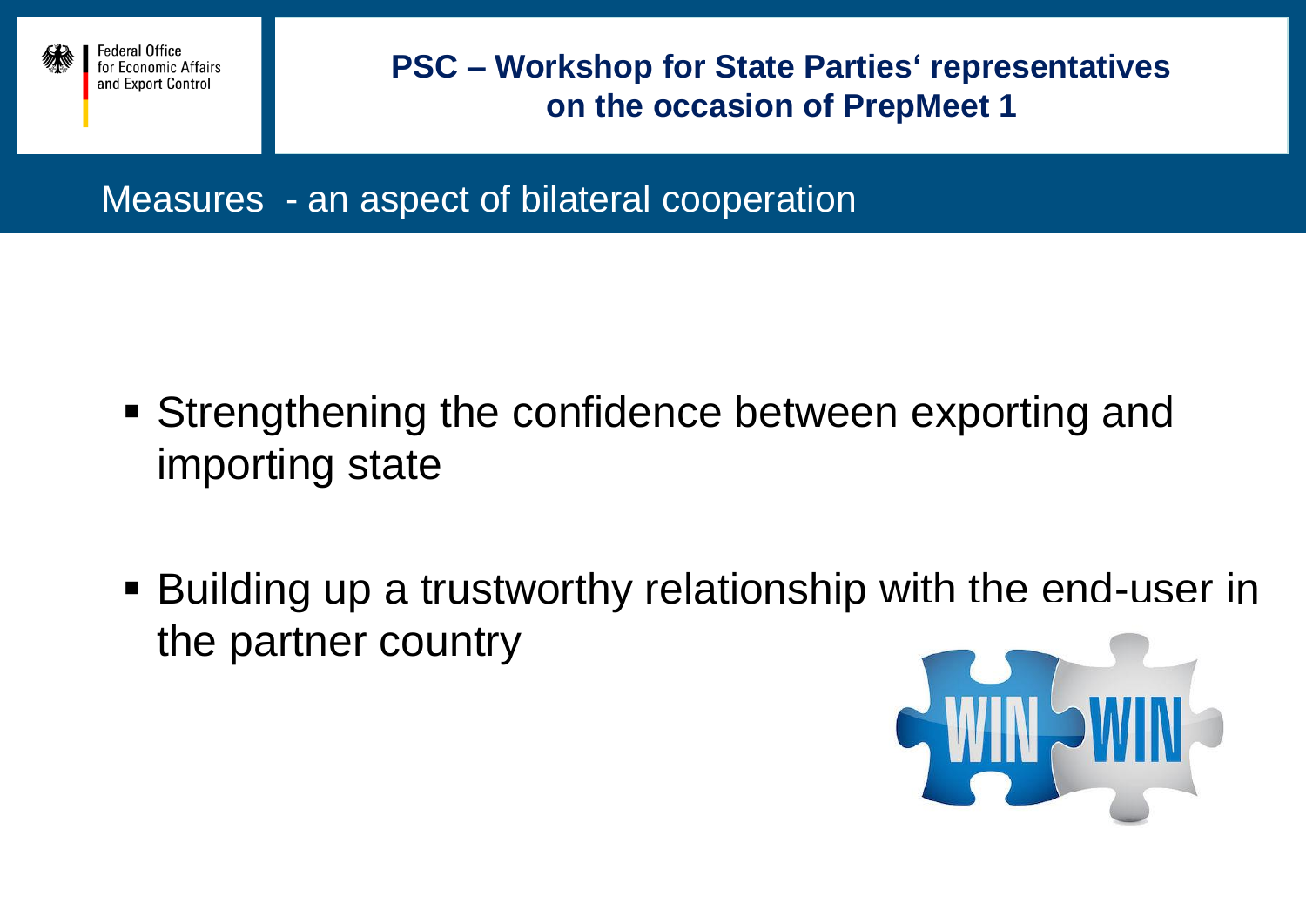# PSC – Workshop for State Parties' representatives on the occasion of PrepMeet 1

## Measures - an aspect of bilateral cooperation

- Strengthening the confidence between exporting and importing state
- Building up a trustworthy relationship with the end-user in the partner country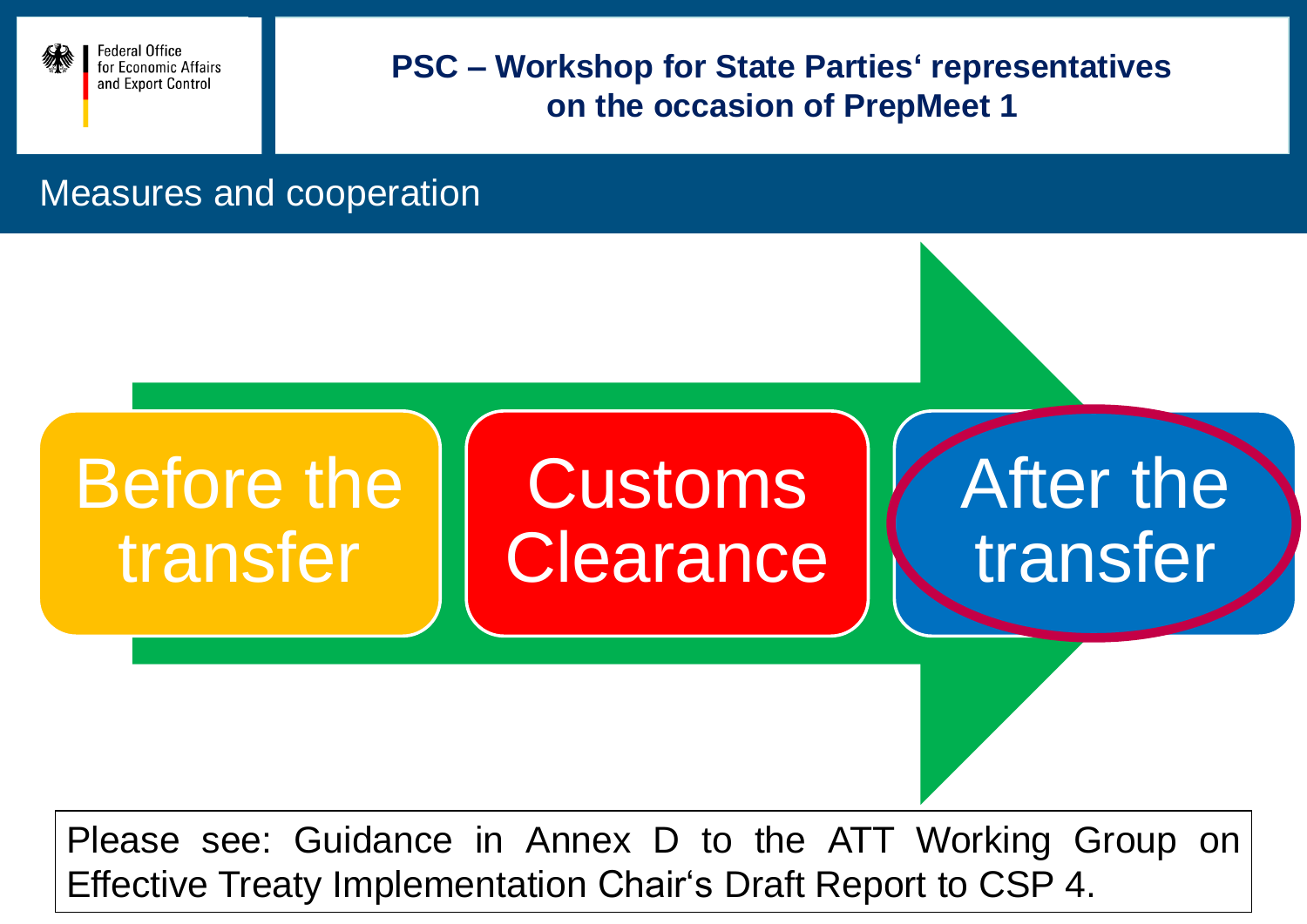## Measures and cooperation

Before the transfer

Customs Clearance

After the transfer

Please see: Guidance in Annex D to the ATT Working Group on Effective Treaty Implementation Chair‘s Draft Report to CSP 4.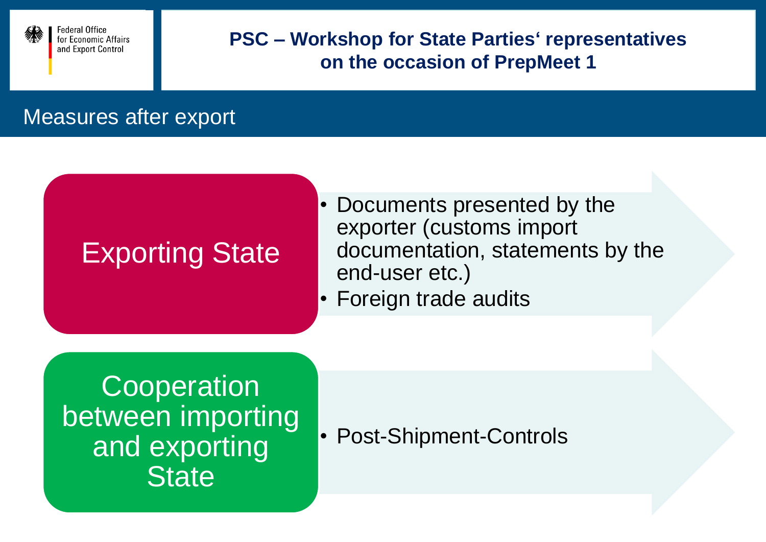# Measures after export

## Exporting State

- Documents presented by the exporter (customs import documentation, statements by the end-user etc.)
- Foreign trade audits

## Cooperation between importing and exporting State

- Post-Shipment-Controls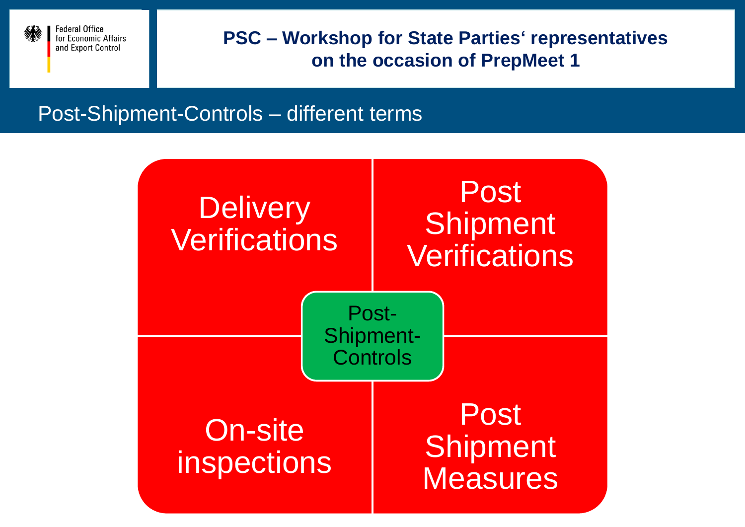## Post-Shipment-Controls – different terms

- Delivery Verifications
- Post Shipment Verifications
- Post-Shipment-Controls
- On-site inspections
- Post Shipment Measures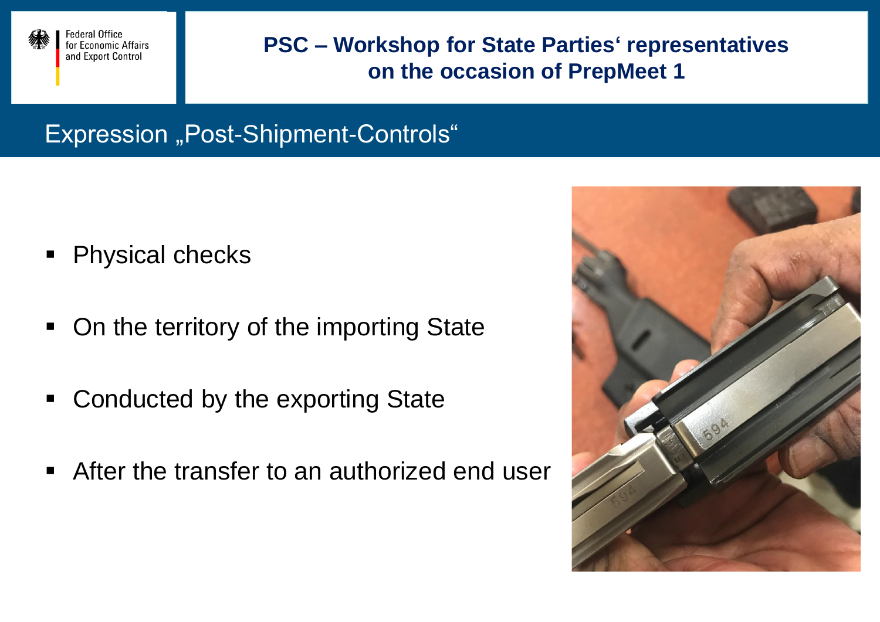# PSC – Workshop for State Parties' representatives on the occasion of PrepMeet 1

## Expression „Post-Shipment-Controls"

- Physical checks
- On the territory of the importing State
- Conducted by the exporting State
- After the transfer to an authorized end user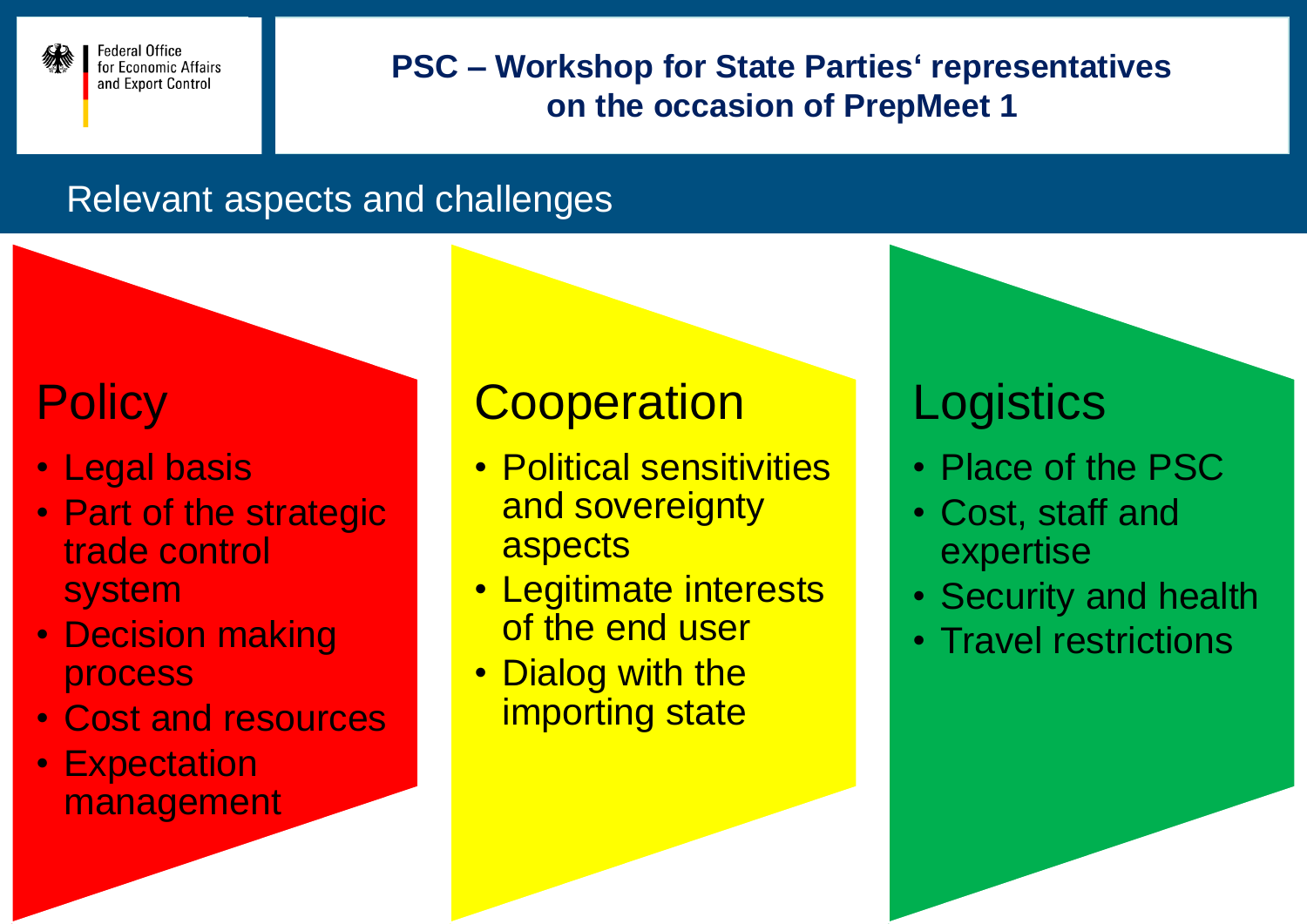Federal Office for Economic Affairs and Export Control

# PSC – Workshop for State Parties‘ representatives on the occasion of PrepMeet 1

## Relevant aspects and challenges

### Policy

- Legal basis
- Part of the strategic trade control system
- Decision making process
- Cost and resources
- Expectation management

### Cooperation

- Political sensitivities and sovereignty aspects
- Legitimate interests of the end user
- Dialog with the importing state

### Logistics

- Place of the PSC
- Cost, staff and expertise
- Security and health
- Travel restrictions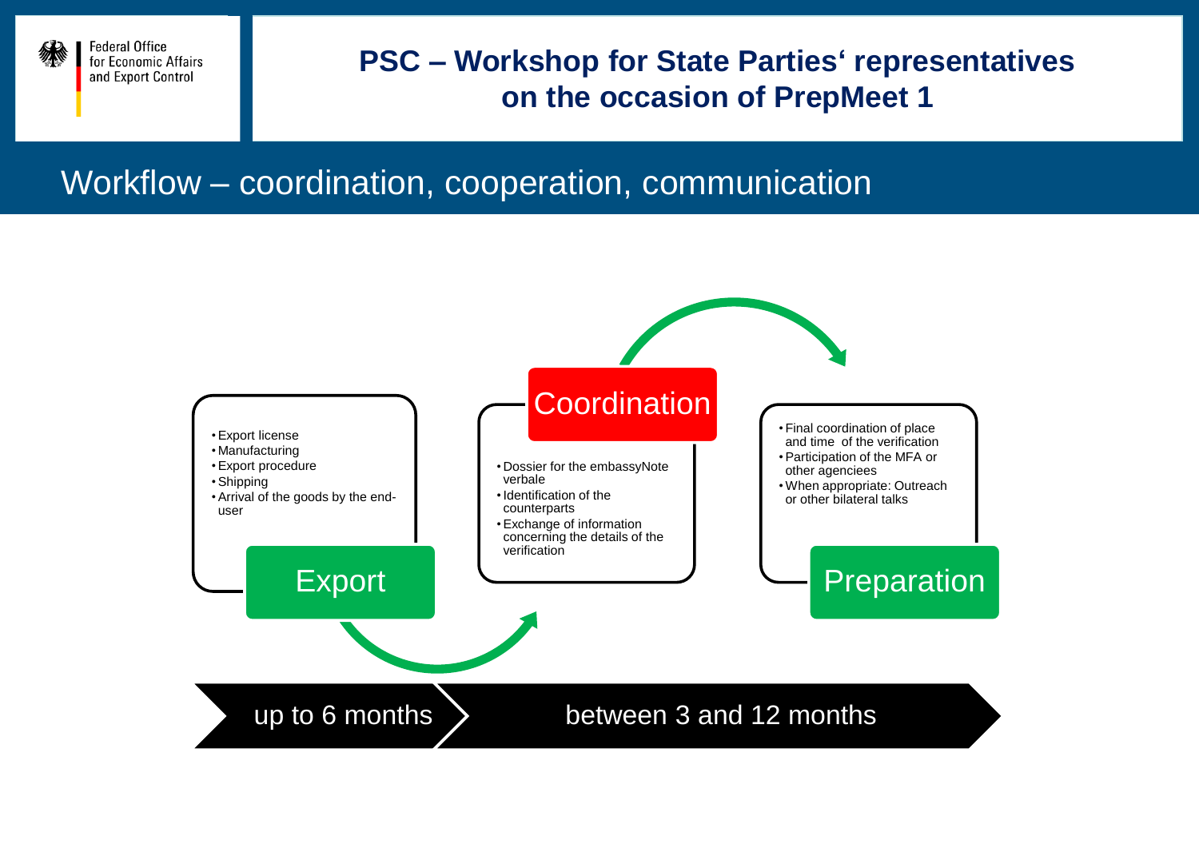# PSC – Workshop for State Parties' representatives on the occasion of PrepMeet 1

## Workflow – coordination, cooperation, communication

### Export

- Export license
- Manufacturing
- Export procedure
- Shipping
- Arrival of the goods by the end-user

### Coordination

- Dossier for the embassyNote verbale
- Identification of the counterparts
- Exchange of information concerning the details of the verification

### Preparation

- Final coordination of place and time of the verification
- Participation of the MFA or other agenciees
- When appropriate: Outreach or other bilateral talks

up to 6 months → between 3 and 12 months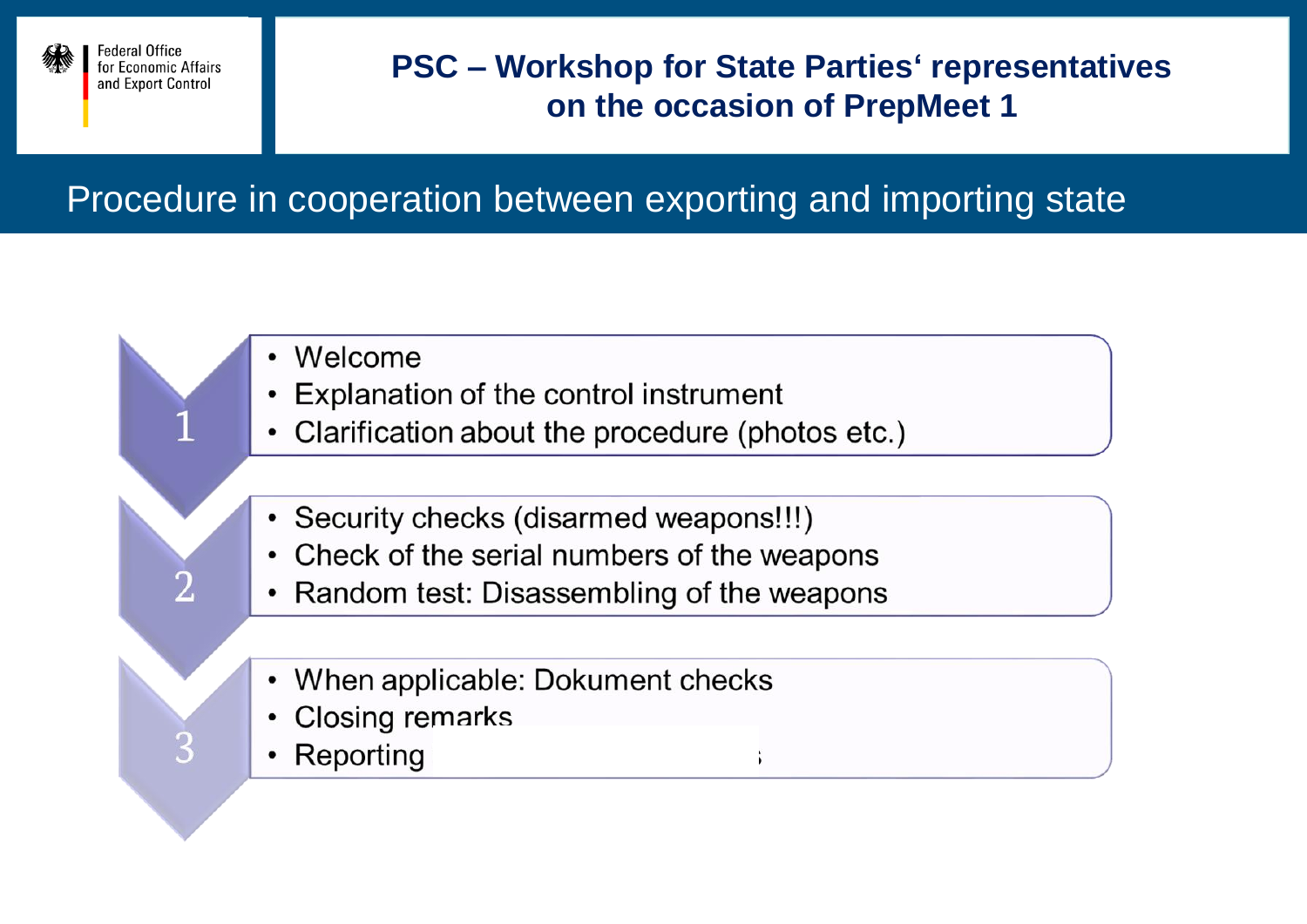# PSC – Workshop for State Parties‘ representatives on the occasion of PrepMeet 1

## Procedure in cooperation between exporting and importing state

**1**

- Welcome
- Explanation of the control instrument
- Clarification about the procedure (photos etc.)

**2**

- Security checks (disarmed weapons!!!)
- Check of the serial numbers of the weapons
- Random test: Disassembling of the weapons

**3**

- When applicable: Dokument checks
- Closing remarks
- Reporting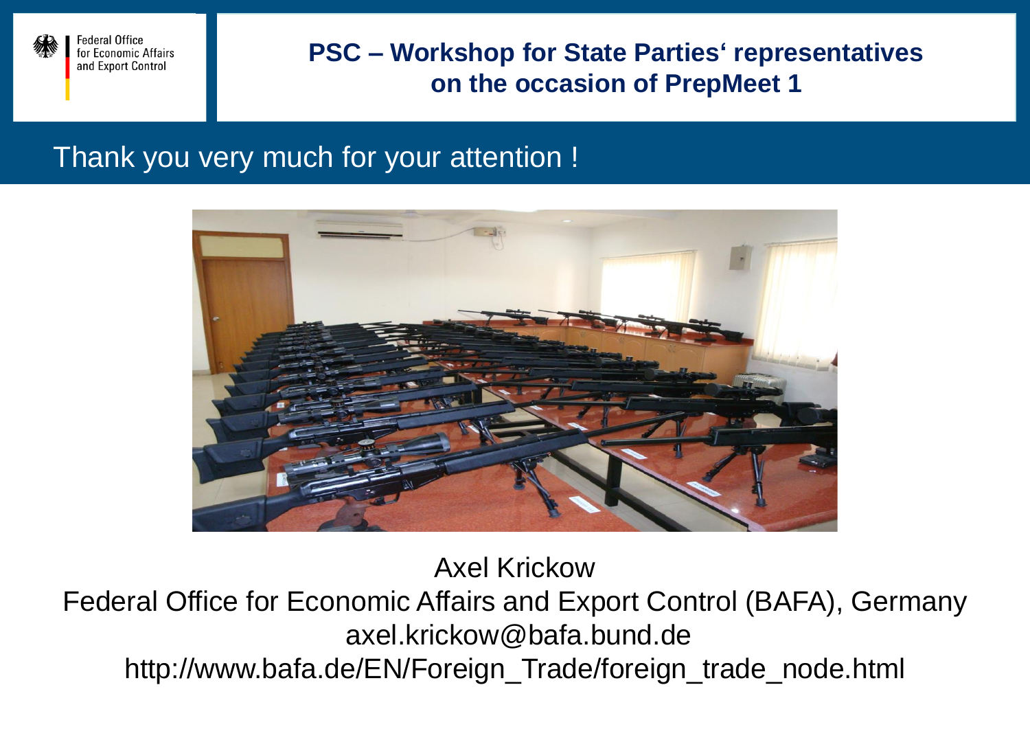Federal Office for Economic Affairs and Export Control

**PSC – Workshop for State Parties' representatives on the occasion of PrepMeet 1**

## Thank you very much for your attention !

Axel Krickow

Federal Office for Economic Affairs and Export Control (BAFA), Germany

axel.krickow@bafa.bund.de

http://www.bafa.de/EN/Foreign_Trade/foreign_trade_node.html